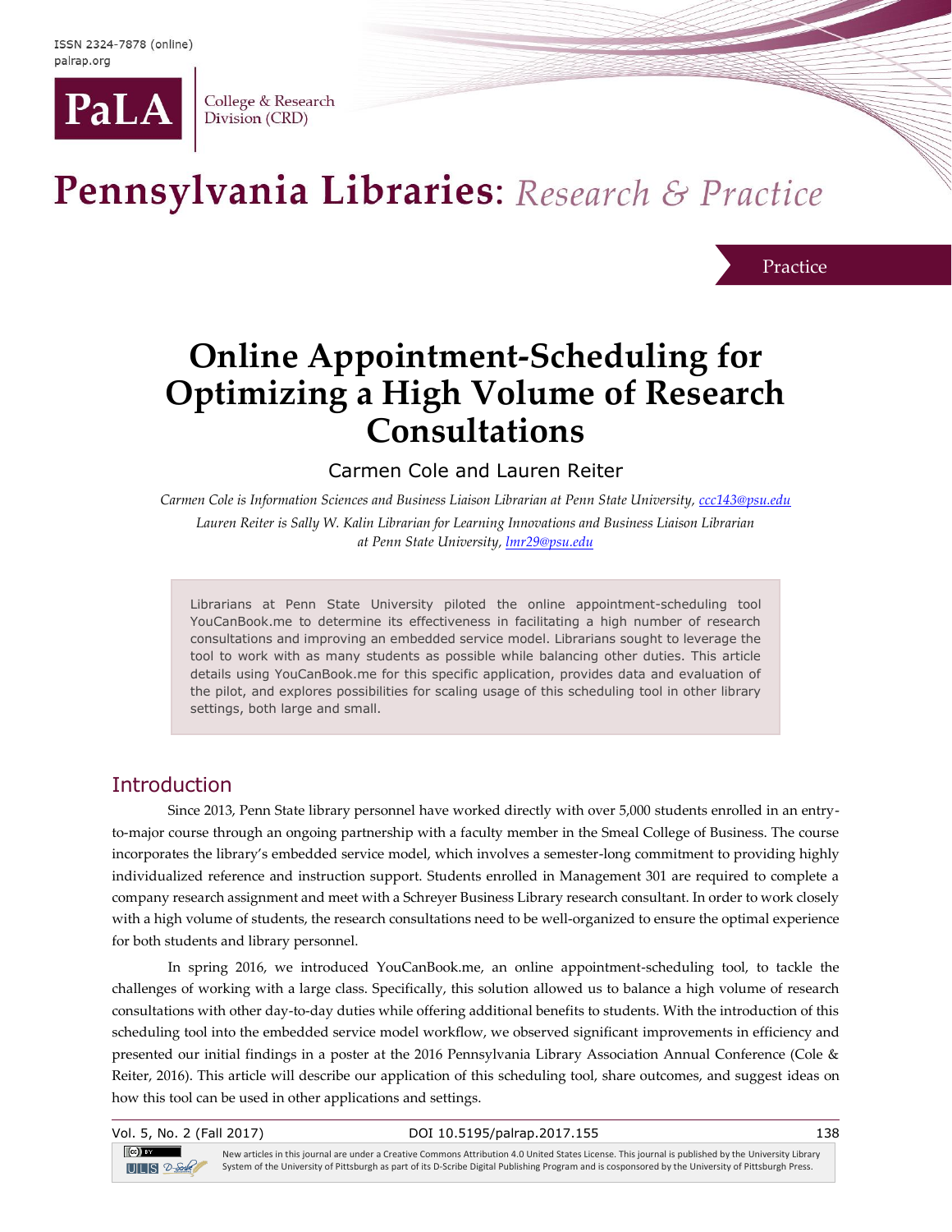ISSN 2324-7878 (online)
palrap.org

PaLA College & Research Division (CRD)

# Pennsylvania Libraries: *Research & Practice*

Practice

# Online Appointment-Scheduling for Optimizing a High Volume of Research Consultations

Carmen Cole and Lauren Reiter

*Carmen Cole is Information Sciences and Business Liaison Librarian at Penn State University, ccc143@psu.edu*

*Lauren Reiter is Sally W. Kalin Librarian for Learning Innovations and Business Liaison Librarian at Penn State University, lmr29@psu.edu*

Librarians at Penn State University piloted the online appointment-scheduling tool YouCanBook.me to determine its effectiveness in facilitating a high number of research consultations and improving an embedded service model. Librarians sought to leverage the tool to work with as many students as possible while balancing other duties. This article details using YouCanBook.me for this specific application, provides data and evaluation of the pilot, and explores possibilities for scaling usage of this scheduling tool in other library settings, both large and small.

## Introduction

Since 2013, Penn State library personnel have worked directly with over 5,000 students enrolled in an entry-to-major course through an ongoing partnership with a faculty member in the Smeal College of Business. The course incorporates the library's embedded service model, which involves a semester-long commitment to providing highly individualized reference and instruction support. Students enrolled in Management 301 are required to complete a company research assignment and meet with a Schreyer Business Library research consultant. In order to work closely with a high volume of students, the research consultations need to be well-organized to ensure the optimal experience for both students and library personnel.

In spring 2016, we introduced YouCanBook.me, an online appointment-scheduling tool, to tackle the challenges of working with a large class. Specifically, this solution allowed us to balance a high volume of research consultations with other day-to-day duties while offering additional benefits to students. With the introduction of this scheduling tool into the embedded service model workflow, we observed significant improvements in efficiency and presented our initial findings in a poster at the 2016 Pennsylvania Library Association Annual Conference (Cole & Reiter, 2016). This article will describe our application of this scheduling tool, share outcomes, and suggest ideas on how this tool can be used in other applications and settings.

New articles in this journal are under a Creative Commons Attribution 4.0 United States License. This journal is published by the University Library System of the University of Pittsburgh as part of its D-Scribe Digital Publishing Program and is cosponsored by the University of Pittsburgh Press.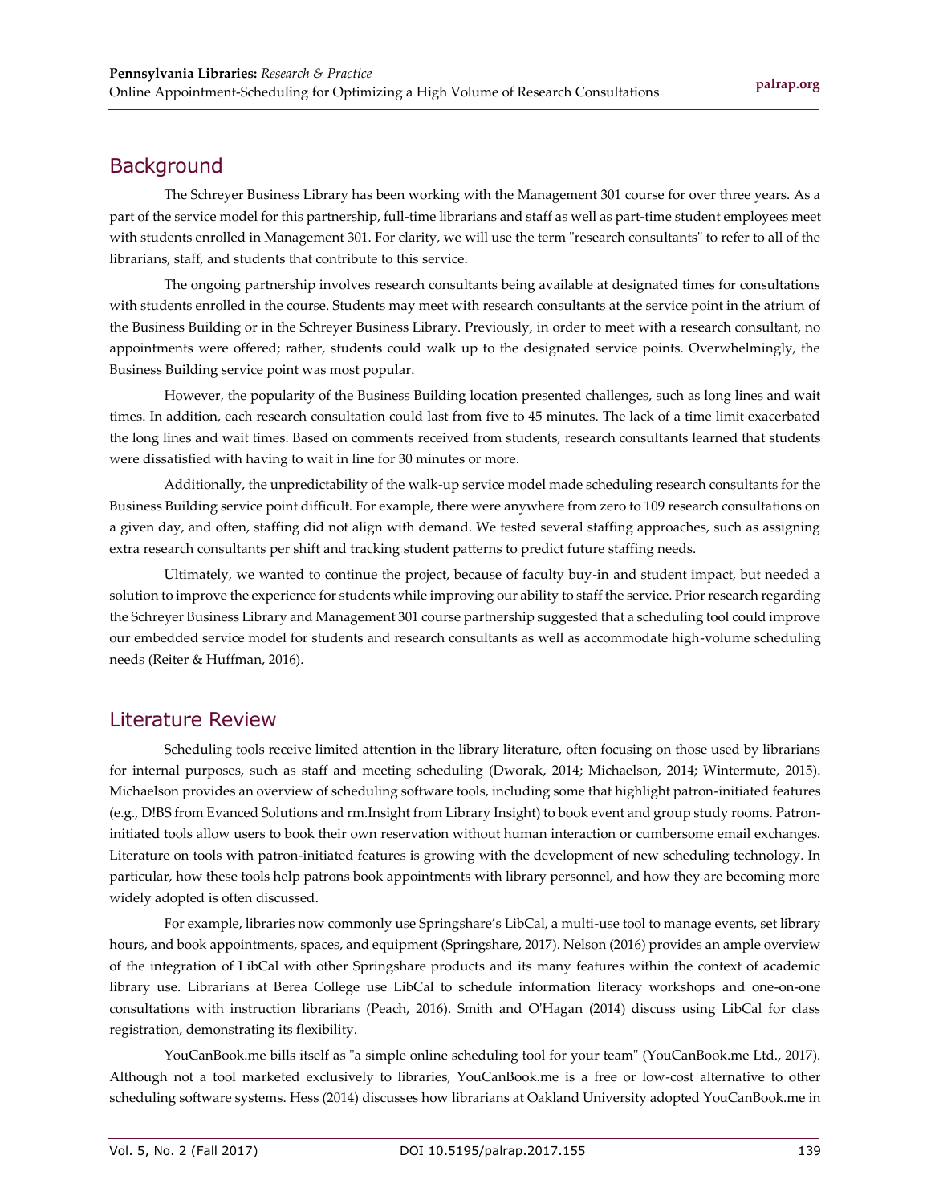## Background

The Schreyer Business Library has been working with the Management 301 course for over three years. As a part of the service model for this partnership, full-time librarians and staff as well as part-time student employees meet with students enrolled in Management 301. For clarity, we will use the term "research consultants" to refer to all of the librarians, staff, and students that contribute to this service.

The ongoing partnership involves research consultants being available at designated times for consultations with students enrolled in the course. Students may meet with research consultants at the service point in the atrium of the Business Building or in the Schreyer Business Library. Previously, in order to meet with a research consultant, no appointments were offered; rather, students could walk up to the designated service points. Overwhelmingly, the Business Building service point was most popular.

However, the popularity of the Business Building location presented challenges, such as long lines and wait times. In addition, each research consultation could last from five to 45 minutes. The lack of a time limit exacerbated the long lines and wait times. Based on comments received from students, research consultants learned that students were dissatisfied with having to wait in line for 30 minutes or more.

Additionally, the unpredictability of the walk-up service model made scheduling research consultants for the Business Building service point difficult. For example, there were anywhere from zero to 109 research consultations on a given day, and often, staffing did not align with demand. We tested several staffing approaches, such as assigning extra research consultants per shift and tracking student patterns to predict future staffing needs.

Ultimately, we wanted to continue the project, because of faculty buy-in and student impact, but needed a solution to improve the experience for students while improving our ability to staff the service. Prior research regarding the Schreyer Business Library and Management 301 course partnership suggested that a scheduling tool could improve our embedded service model for students and research consultants as well as accommodate high-volume scheduling needs (Reiter & Huffman, 2016).

## Literature Review

Scheduling tools receive limited attention in the library literature, often focusing on those used by librarians for internal purposes, such as staff and meeting scheduling (Dworak, 2014; Michaelson, 2014; Wintermute, 2015). Michaelson provides an overview of scheduling software tools, including some that highlight patron-initiated features (e.g., D!BS from Evanced Solutions and rm.Insight from Library Insight) to book event and group study rooms. Patron-initiated tools allow users to book their own reservation without human interaction or cumbersome email exchanges. Literature on tools with patron-initiated features is growing with the development of new scheduling technology. In particular, how these tools help patrons book appointments with library personnel, and how they are becoming more widely adopted is often discussed.

For example, libraries now commonly use Springshare's LibCal, a multi-use tool to manage events, set library hours, and book appointments, spaces, and equipment (Springshare, 2017). Nelson (2016) provides an ample overview of the integration of LibCal with other Springshare products and its many features within the context of academic library use. Librarians at Berea College use LibCal to schedule information literacy workshops and one-on-one consultations with instruction librarians (Peach, 2016). Smith and O'Hagan (2014) discuss using LibCal for class registration, demonstrating its flexibility.

YouCanBook.me bills itself as "a simple online scheduling tool for your team" (YouCanBook.me Ltd., 2017). Although not a tool marketed exclusively to libraries, YouCanBook.me is a free or low-cost alternative to other scheduling software systems. Hess (2014) discusses how librarians at Oakland University adopted YouCanBook.me in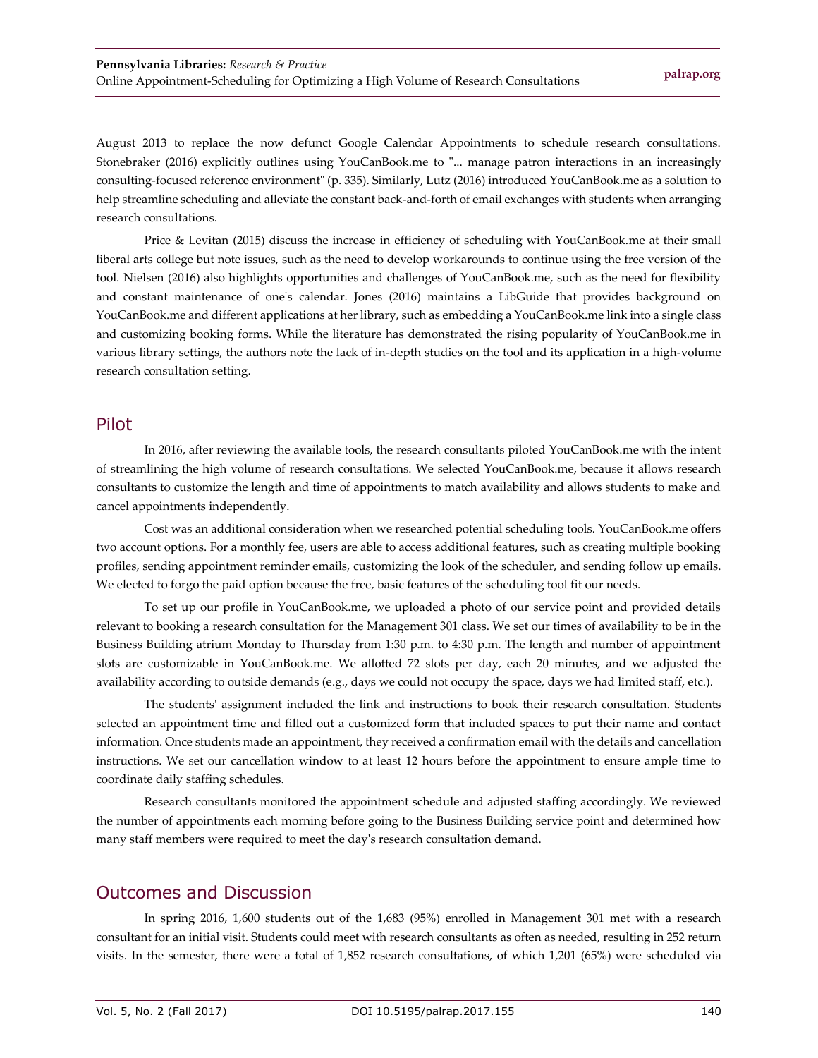August 2013 to replace the now defunct Google Calendar Appointments to schedule research consultations. Stonebraker (2016) explicitly outlines using YouCanBook.me to "... manage patron interactions in an increasingly consulting-focused reference environment" (p. 335). Similarly, Lutz (2016) introduced YouCanBook.me as a solution to help streamline scheduling and alleviate the constant back-and-forth of email exchanges with students when arranging research consultations.

Price & Levitan (2015) discuss the increase in efficiency of scheduling with YouCanBook.me at their small liberal arts college but note issues, such as the need to develop workarounds to continue using the free version of the tool. Nielsen (2016) also highlights opportunities and challenges of YouCanBook.me, such as the need for flexibility and constant maintenance of one's calendar. Jones (2016) maintains a LibGuide that provides background on YouCanBook.me and different applications at her library, such as embedding a YouCanBook.me link into a single class and customizing booking forms. While the literature has demonstrated the rising popularity of YouCanBook.me in various library settings, the authors note the lack of in-depth studies on the tool and its application in a high-volume research consultation setting.

## Pilot

In 2016, after reviewing the available tools, the research consultants piloted YouCanBook.me with the intent of streamlining the high volume of research consultations. We selected YouCanBook.me, because it allows research consultants to customize the length and time of appointments to match availability and allows students to make and cancel appointments independently.

Cost was an additional consideration when we researched potential scheduling tools. YouCanBook.me offers two account options. For a monthly fee, users are able to access additional features, such as creating multiple booking profiles, sending appointment reminder emails, customizing the look of the scheduler, and sending follow up emails. We elected to forgo the paid option because the free, basic features of the scheduling tool fit our needs.

To set up our profile in YouCanBook.me, we uploaded a photo of our service point and provided details relevant to booking a research consultation for the Management 301 class. We set our times of availability to be in the Business Building atrium Monday to Thursday from 1:30 p.m. to 4:30 p.m. The length and number of appointment slots are customizable in YouCanBook.me. We allotted 72 slots per day, each 20 minutes, and we adjusted the availability according to outside demands (e.g., days we could not occupy the space, days we had limited staff, etc.).

The students' assignment included the link and instructions to book their research consultation. Students selected an appointment time and filled out a customized form that included spaces to put their name and contact information. Once students made an appointment, they received a confirmation email with the details and cancellation instructions. We set our cancellation window to at least 12 hours before the appointment to ensure ample time to coordinate daily staffing schedules.

Research consultants monitored the appointment schedule and adjusted staffing accordingly. We reviewed the number of appointments each morning before going to the Business Building service point and determined how many staff members were required to meet the day's research consultation demand.

## Outcomes and Discussion

In spring 2016, 1,600 students out of the 1,683 (95%) enrolled in Management 301 met with a research consultant for an initial visit. Students could meet with research consultants as often as needed, resulting in 252 return visits. In the semester, there were a total of 1,852 research consultations, of which 1,201 (65%) were scheduled via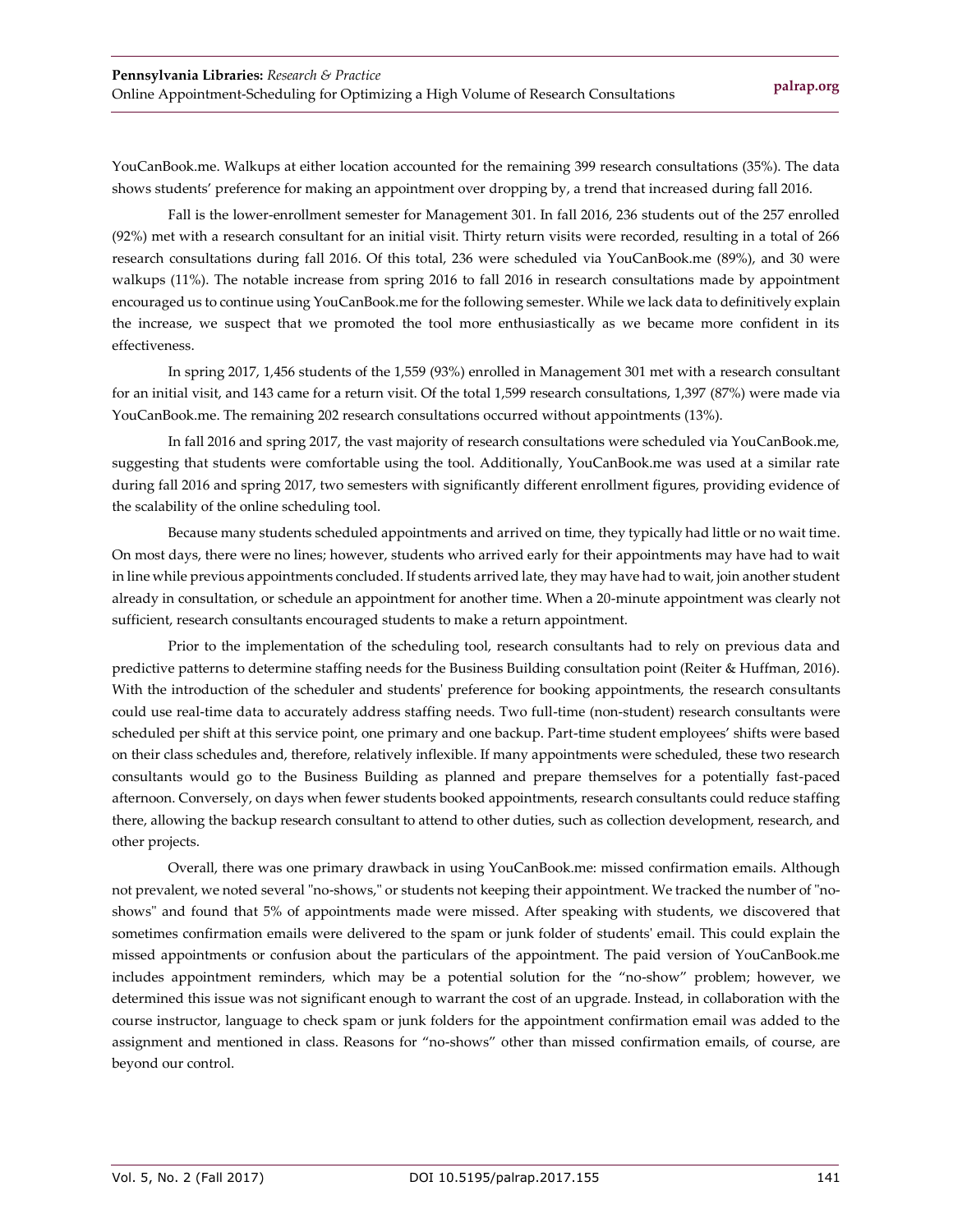YouCanBook.me. Walkups at either location accounted for the remaining 399 research consultations (35%). The data shows students' preference for making an appointment over dropping by, a trend that increased during fall 2016.

Fall is the lower-enrollment semester for Management 301. In fall 2016, 236 students out of the 257 enrolled (92%) met with a research consultant for an initial visit. Thirty return visits were recorded, resulting in a total of 266 research consultations during fall 2016. Of this total, 236 were scheduled via YouCanBook.me (89%), and 30 were walkups (11%). The notable increase from spring 2016 to fall 2016 in research consultations made by appointment encouraged us to continue using YouCanBook.me for the following semester. While we lack data to definitively explain the increase, we suspect that we promoted the tool more enthusiastically as we became more confident in its effectiveness.

In spring 2017, 1,456 students of the 1,559 (93%) enrolled in Management 301 met with a research consultant for an initial visit, and 143 came for a return visit. Of the total 1,599 research consultations, 1,397 (87%) were made via YouCanBook.me. The remaining 202 research consultations occurred without appointments (13%).

In fall 2016 and spring 2017, the vast majority of research consultations were scheduled via YouCanBook.me, suggesting that students were comfortable using the tool. Additionally, YouCanBook.me was used at a similar rate during fall 2016 and spring 2017, two semesters with significantly different enrollment figures, providing evidence of the scalability of the online scheduling tool.

Because many students scheduled appointments and arrived on time, they typically had little or no wait time. On most days, there were no lines; however, students who arrived early for their appointments may have had to wait in line while previous appointments concluded. If students arrived late, they may have had to wait, join another student already in consultation, or schedule an appointment for another time. When a 20-minute appointment was clearly not sufficient, research consultants encouraged students to make a return appointment.

Prior to the implementation of the scheduling tool, research consultants had to rely on previous data and predictive patterns to determine staffing needs for the Business Building consultation point (Reiter & Huffman, 2016). With the introduction of the scheduler and students' preference for booking appointments, the research consultants could use real-time data to accurately address staffing needs. Two full-time (non-student) research consultants were scheduled per shift at this service point, one primary and one backup. Part-time student employees' shifts were based on their class schedules and, therefore, relatively inflexible. If many appointments were scheduled, these two research consultants would go to the Business Building as planned and prepare themselves for a potentially fast-paced afternoon. Conversely, on days when fewer students booked appointments, research consultants could reduce staffing there, allowing the backup research consultant to attend to other duties, such as collection development, research, and other projects.

Overall, there was one primary drawback in using YouCanBook.me: missed confirmation emails. Although not prevalent, we noted several "no-shows," or students not keeping their appointment. We tracked the number of "no-shows" and found that 5% of appointments made were missed. After speaking with students, we discovered that sometimes confirmation emails were delivered to the spam or junk folder of students' email. This could explain the missed appointments or confusion about the particulars of the appointment. The paid version of YouCanBook.me includes appointment reminders, which may be a potential solution for the "no-show" problem; however, we determined this issue was not significant enough to warrant the cost of an upgrade. Instead, in collaboration with the course instructor, language to check spam or junk folders for the appointment confirmation email was added to the assignment and mentioned in class. Reasons for "no-shows" other than missed confirmation emails, of course, are beyond our control.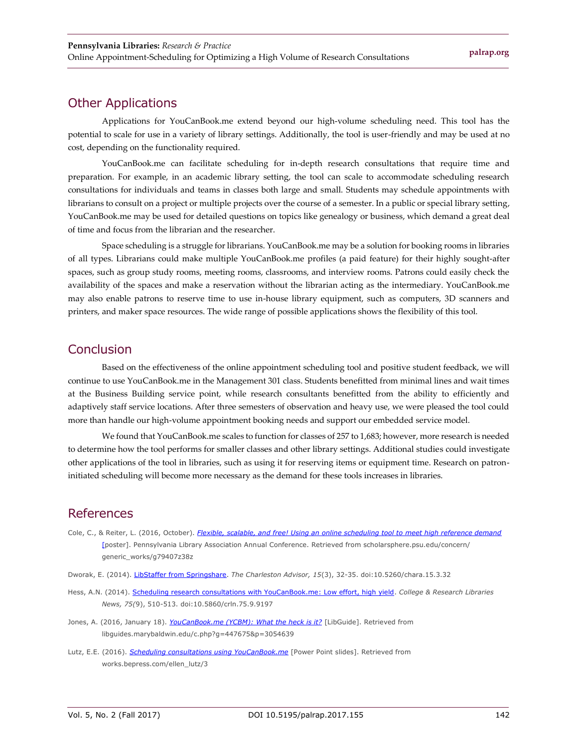## Other Applications

Applications for YouCanBook.me extend beyond our high-volume scheduling need. This tool has the potential to scale for use in a variety of library settings. Additionally, the tool is user-friendly and may be used at no cost, depending on the functionality required.

YouCanBook.me can facilitate scheduling for in-depth research consultations that require time and preparation. For example, in an academic library setting, the tool can scale to accommodate scheduling research consultations for individuals and teams in classes both large and small. Students may schedule appointments with librarians to consult on a project or multiple projects over the course of a semester. In a public or special library setting, YouCanBook.me may be used for detailed questions on topics like genealogy or business, which demand a great deal of time and focus from the librarian and the researcher.

Space scheduling is a struggle for librarians. YouCanBook.me may be a solution for booking rooms in libraries of all types. Librarians could make multiple YouCanBook.me profiles (a paid feature) for their highly sought-after spaces, such as group study rooms, meeting rooms, classrooms, and interview rooms. Patrons could easily check the availability of the spaces and make a reservation without the librarian acting as the intermediary. YouCanBook.me may also enable patrons to reserve time to use in-house library equipment, such as computers, 3D scanners and printers, and maker space resources. The wide range of possible applications shows the flexibility of this tool.

## Conclusion

Based on the effectiveness of the online appointment scheduling tool and positive student feedback, we will continue to use YouCanBook.me in the Management 301 class. Students benefitted from minimal lines and wait times at the Business Building service point, while research consultants benefitted from the ability to efficiently and adaptively staff service locations. After three semesters of observation and heavy use, we were pleased the tool could more than handle our high-volume appointment booking needs and support our embedded service model.

We found that YouCanBook.me scales to function for classes of 257 to 1,683; however, more research is needed to determine how the tool performs for smaller classes and other library settings. Additional studies could investigate other applications of the tool in libraries, such as using it for reserving items or equipment time. Research on patron-initiated scheduling will become more necessary as the demand for these tools increases in libraries.

## References

Cole, C., & Reiter, L. (2016, October). *Flexible, scalable, and free! Using an online scheduling tool to meet high reference demand* [poster]. Pennsylvania Library Association Annual Conference. Retrieved from scholarsphere.psu.edu/concern/generic_works/g79407z38z

Dworak, E. (2014). LibStaffer from Springshare. *The Charleston Advisor, 15*(3), 32-35. doi:10.5260/chara.15.3.32

Hess, A.N. (2014). Scheduling research consultations with YouCanBook.me: Low effort, high yield. *College & Research Libraries News, 75*(9), 510-513. doi:10.5860/crln.75.9.9197

Jones, A. (2016, January 18). *YouCanBook.me (YCBM): What the heck is it?* [LibGuide]. Retrieved from libguides.marybaldwin.edu/c.php?g=447675&p=3054639

Lutz, E.E. (2016). *Scheduling consultations using YouCanBook.me* [Power Point slides]. Retrieved from works.bepress.com/ellen_lutz/3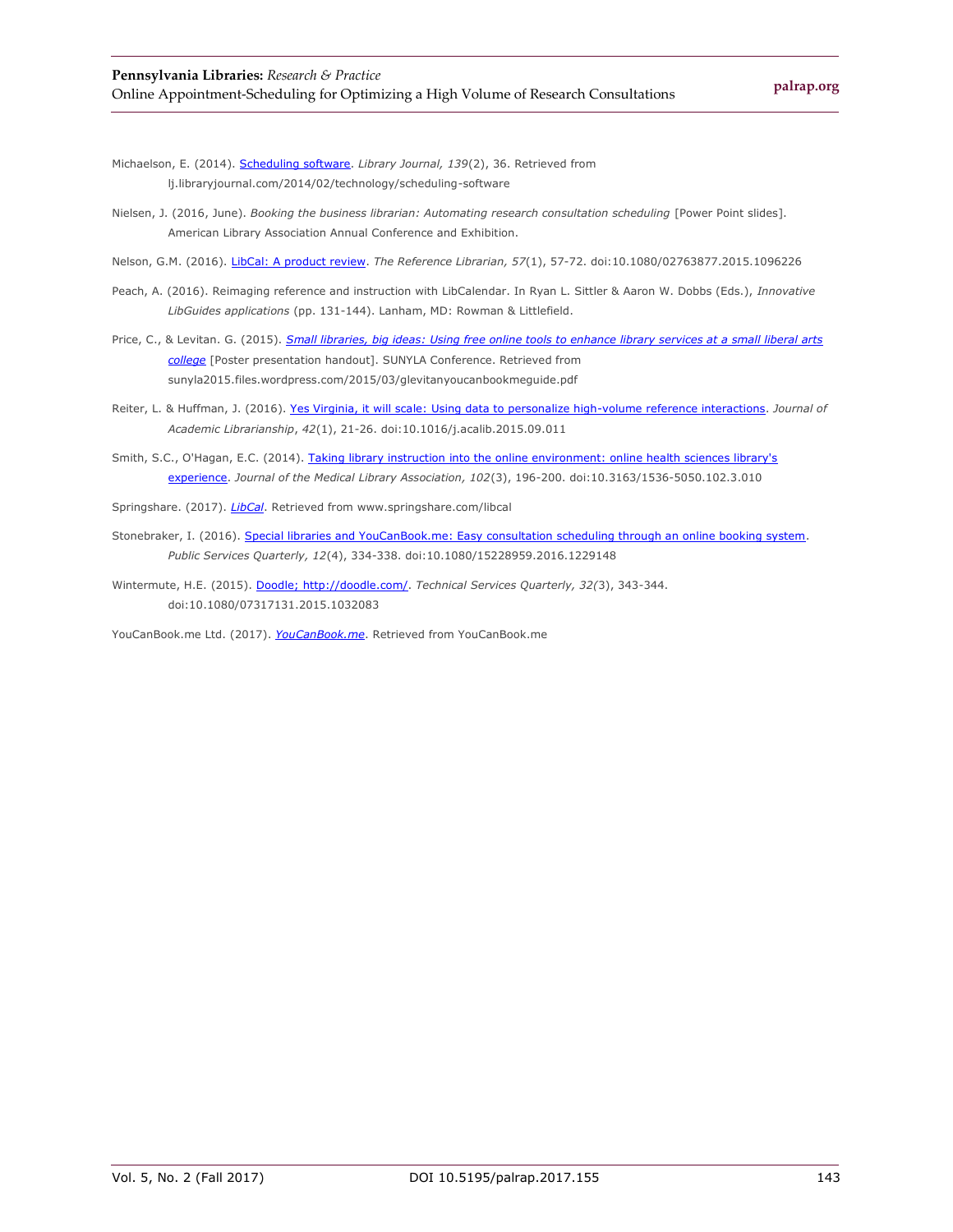Michaelson, E. (2014). [Scheduling software](lj.libraryjournal.com/2014/02/technology/scheduling-software). *Library Journal, 139*(2), 36. Retrieved from lj.libraryjournal.com/2014/02/technology/scheduling-software

Nielsen, J. (2016, June). *Booking the business librarian: Automating research consultation scheduling* [Power Point slides]. American Library Association Annual Conference and Exhibition.

Nelson, G.M. (2016). LibCal: A product review. *The Reference Librarian, 57*(1), 57-72. doi:10.1080/02763877.2015.1096226

Peach, A. (2016). Reimaging reference and instruction with LibCalendar. In Ryan L. Sittler & Aaron W. Dobbs (Eds.), *Innovative LibGuides applications* (pp. 131-144). Lanham, MD: Rowman & Littlefield.

Price, C., & Levitan. G. (2015). *Small libraries, big ideas: Using free online tools to enhance library services at a small liberal arts college* [Poster presentation handout]. SUNYLA Conference. Retrieved from sunyla2015.files.wordpress.com/2015/03/glevitanyoucanbookmeguide.pdf

Reiter, L. & Huffman, J. (2016). Yes Virginia, it will scale: Using data to personalize high-volume reference interactions. *Journal of Academic Librarianship*, *42*(1), 21-26. doi:10.1016/j.acalib.2015.09.011

Smith, S.C., O'Hagan, E.C. (2014). Taking library instruction into the online environment: online health sciences library's experience. *Journal of the Medical Library Association, 102*(3), 196-200. doi:10.3163/1536-5050.102.3.010

Springshare. (2017). *LibCal*. Retrieved from www.springshare.com/libcal

Stonebraker, I. (2016). Special libraries and YouCanBook.me: Easy consultation scheduling through an online booking system. *Public Services Quarterly, 12*(4), 334-338. doi:10.1080/15228959.2016.1229148

Wintermute, H.E. (2015). Doodle; http://doodle.com/. *Technical Services Quarterly, 32(*3), 343-344. doi:10.1080/07317131.2015.1032083

YouCanBook.me Ltd. (2017). *YouCanBook.me*. Retrieved from YouCanBook.me